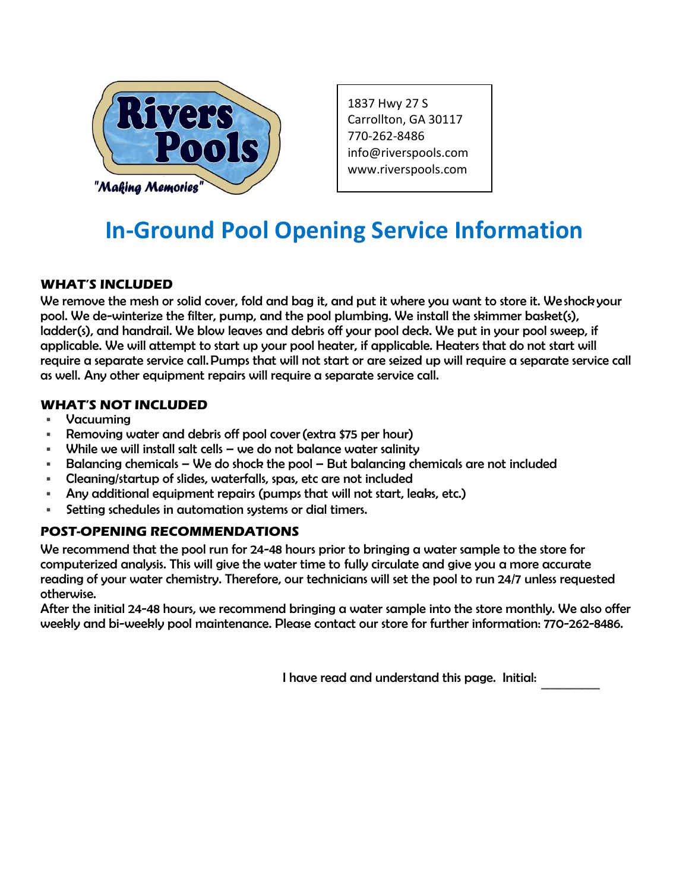Rivers Pools

"Making Memories"

1837 Hwy 27 S
Carrollton, GA 30117
770-262-8486
info@riverspools.com
www.riverspools.com

# In-Ground Pool Opening Service Information

## WHAT'S INCLUDED

We remove the mesh or solid cover, fold and bag it, and put it where you want to store it. We shock your pool. We de-winterize the filter, pump, and the pool plumbing. We install the skimmer basket(s), ladder(s), and handrail. We blow leaves and debris off your pool deck. We put in your pool sweep, if applicable. We will attempt to start up your pool heater, if applicable. Heaters that do not start will require a separate service call. Pumps that will not start or are seized up will require a separate service call as well. Any other equipment repairs will require a separate service call.

## WHAT'S NOT INCLUDED

- Vacuuming
- Removing water and debris off pool cover (extra $75 per hour)
- While we will install salt cells – we do not balance water salinity
- Balancing chemicals – We do shock the pool – But balancing chemicals are not included
- Cleaning/startup of slides, waterfalls, spas, etc are not included
- Any additional equipment repairs (pumps that will not start, leaks, etc.)
- Setting schedules in automation systems or dial timers.

## POST-OPENING RECOMMENDATIONS

We recommend that the pool run for 24-48 hours prior to bringing a water sample to the store for computerized analysis. This will give the water time to fully circulate and give you a more accurate reading of your water chemistry. Therefore, our technicians will set the pool to run 24/7 unless requested otherwise.

After the initial 24-48 hours, we recommend bringing a water sample into the store monthly. We also offer weekly and bi-weekly pool maintenance. Please contact our store for further information: 770-262-8486.

I have read and understand this page. Initial: _________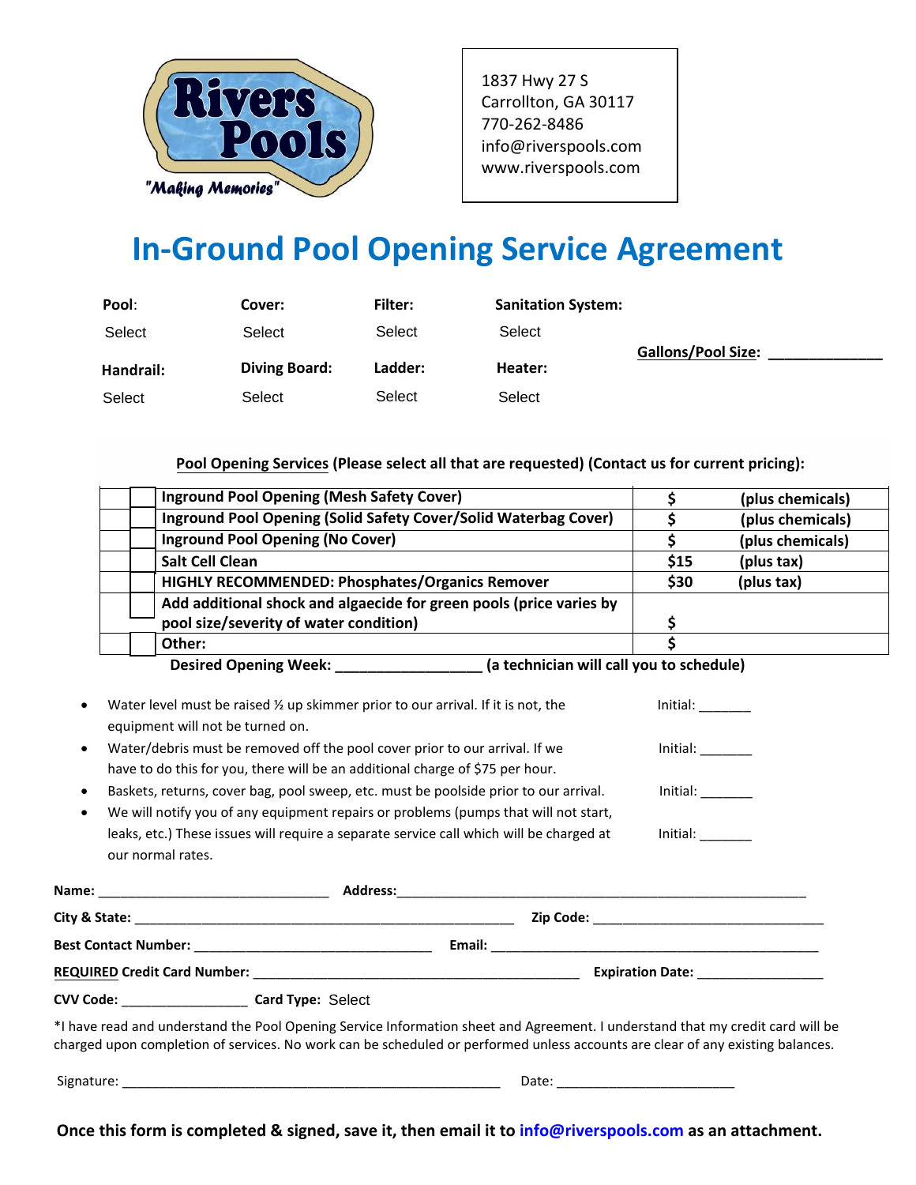1837 Hwy 27 S
Carrollton, GA 30117
770-262-8486
info@riverspools.com
www.riverspools.com

# In-Ground Pool Opening Service Agreement

| Pool: | Cover: | Filter: | Sanitation System: |
|---|---|---|---|
| Select | Select | Select | Select |
| **Handrail:** | **Diving Board:** | **Ladder:** | **Heater:** |
| Select | Select | Select | Select |

**Gallons/Pool Size:** ______________

**Pool Opening Services (Please select all that are requested) (Contact us for current pricing):**

| | | | |
|---|---|---|---|
| ☐ | **Inground Pool Opening (Mesh Safety Cover)** | **$** | **(plus chemicals)** |
| ☐ | **Inground Pool Opening (Solid Safety Cover/Solid Waterbag Cover)** | **$** | **(plus chemicals)** |
| ☐ | **Inground Pool Opening (No Cover)** | **$** | **(plus chemicals)** |
| ☐ | **Salt Cell Clean** | **$15** | **(plus tax)** |
| ☐ | **HIGHLY RECOMMENDED: Phosphates/Organics Remover** | **$30** | **(plus tax)** |
| ☐ | **Add additional shock and algaecide for green pools (price varies by pool size/severity of water condition)** | **$** | |
| ☐ | **Other:** | **$** | |

**Desired Opening Week: _________________ (a technician will call you to schedule)**

- Water level must be raised ½ up skimmer prior to our arrival. If it is not, the equipment will not be turned on. Initial: _______
- Water/debris must be removed off the pool cover prior to our arrival. If we have to do this for you, there will be an additional charge of $75 per hour. Initial: _______
- Baskets, returns, cover bag, pool sweep, etc. must be poolside prior to our arrival. Initial: _______
- We will notify you of any equipment repairs or problems (pumps that will not start, leaks, etc.) These issues will require a separate service call which will be charged at our normal rates. Initial: _______

**Name:** ______________________________ **Address:** ______________________________________________________

**City & State:** __________________________________________________ **Zip Code:** ______________________________

**Best Contact Number:** ________________________________ **Email:** ___________________________________________

**REQUIRED Credit Card Number:** ___________________________________________ **Expiration Date:** ________________

**CVV Code:** ________________ **Card Type:** Select

*I have read and understand the Pool Opening Service Information sheet and Agreement. I understand that my credit card will be charged upon completion of services. No work can be scheduled or performed unless accounts are clear of any existing balances.

Signature: ___________________________________________________ Date: _______________________

**Once this form is completed & signed, save it, then email it to info@riverspools.com as an attachment.**